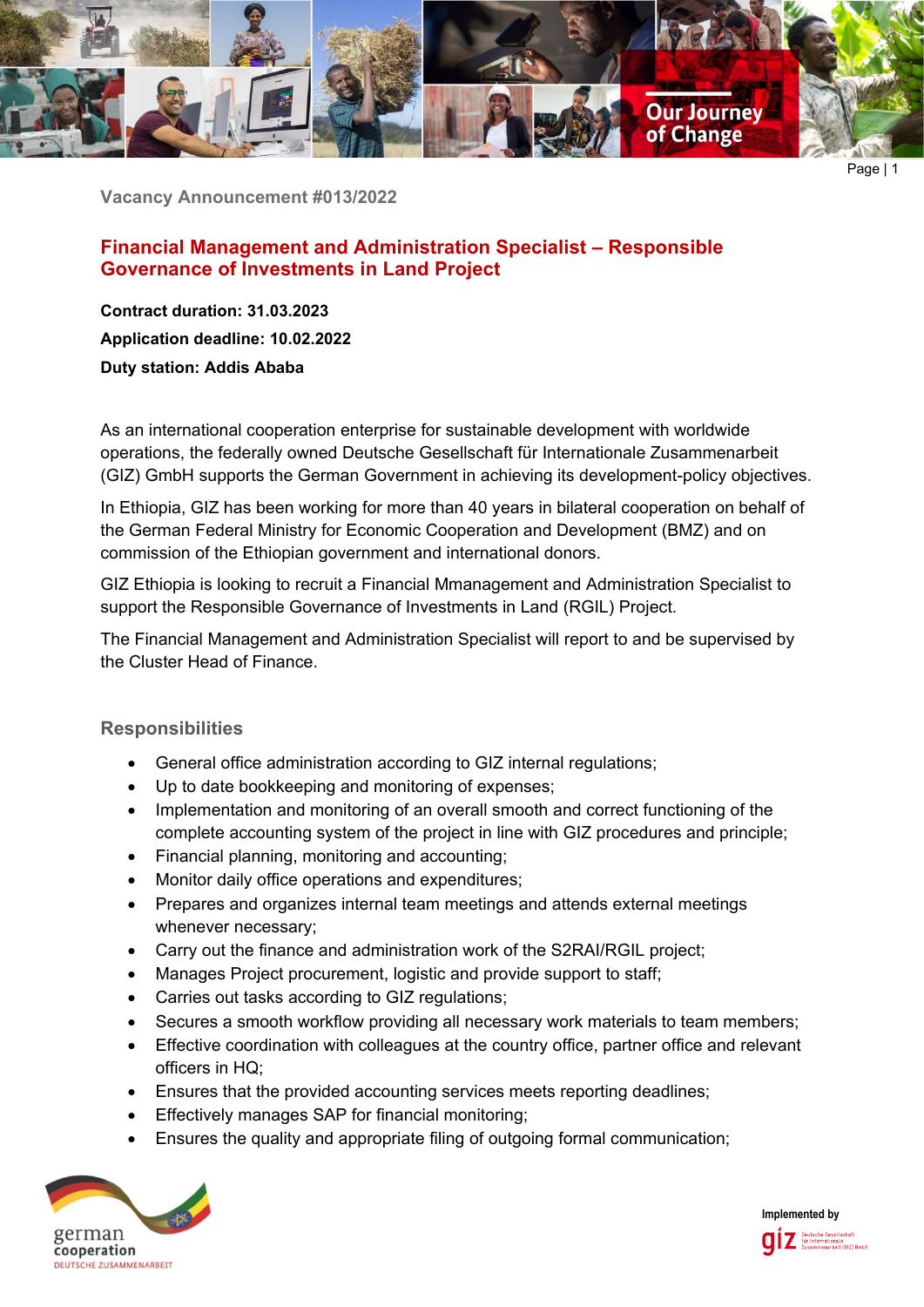Vacancy Announcement #013/2022

## Financial Management and Administration Specialist – Responsible Governance of Investments in Land Project

**Contract duration: 31.03.2023**

**Application deadline: 10.02.2022**

**Duty station: Addis Ababa**

As an international cooperation enterprise for sustainable development with worldwide operations, the federally owned Deutsche Gesellschaft für Internationale Zusammenarbeit (GIZ) GmbH supports the German Government in achieving its development-policy objectives.

In Ethiopia, GIZ has been working for more than 40 years in bilateral cooperation on behalf of the German Federal Ministry for Economic Cooperation and Development (BMZ) and on commission of the Ethiopian government and international donors.

GIZ Ethiopia is looking to recruit a Financial Mmanagement and Administration Specialist to support the Responsible Governance of Investments in Land (RGIL) Project.

The Financial Management and Administration Specialist will report to and be supervised by the Cluster Head of Finance.

### Responsibilities

- General office administration according to GIZ internal regulations;
- Up to date bookkeeping and monitoring of expenses;
- Implementation and monitoring of an overall smooth and correct functioning of the complete accounting system of the project in line with GIZ procedures and principle;
- Financial planning, monitoring and accounting;
- Monitor daily office operations and expenditures;
- Prepares and organizes internal team meetings and attends external meetings whenever necessary;
- Carry out the finance and administration work of the S2RAI/RGIL project;
- Manages Project procurement, logistic and provide support to staff;
- Carries out tasks according to GIZ regulations;
- Secures a smooth workflow providing all necessary work materials to team members;
- Effective coordination with colleagues at the country office, partner office and relevant officers in HQ;
- Ensures that the provided accounting services meets reporting deadlines;
- Effectively manages SAP for financial monitoring;
- Ensures the quality and appropriate filing of outgoing formal communication;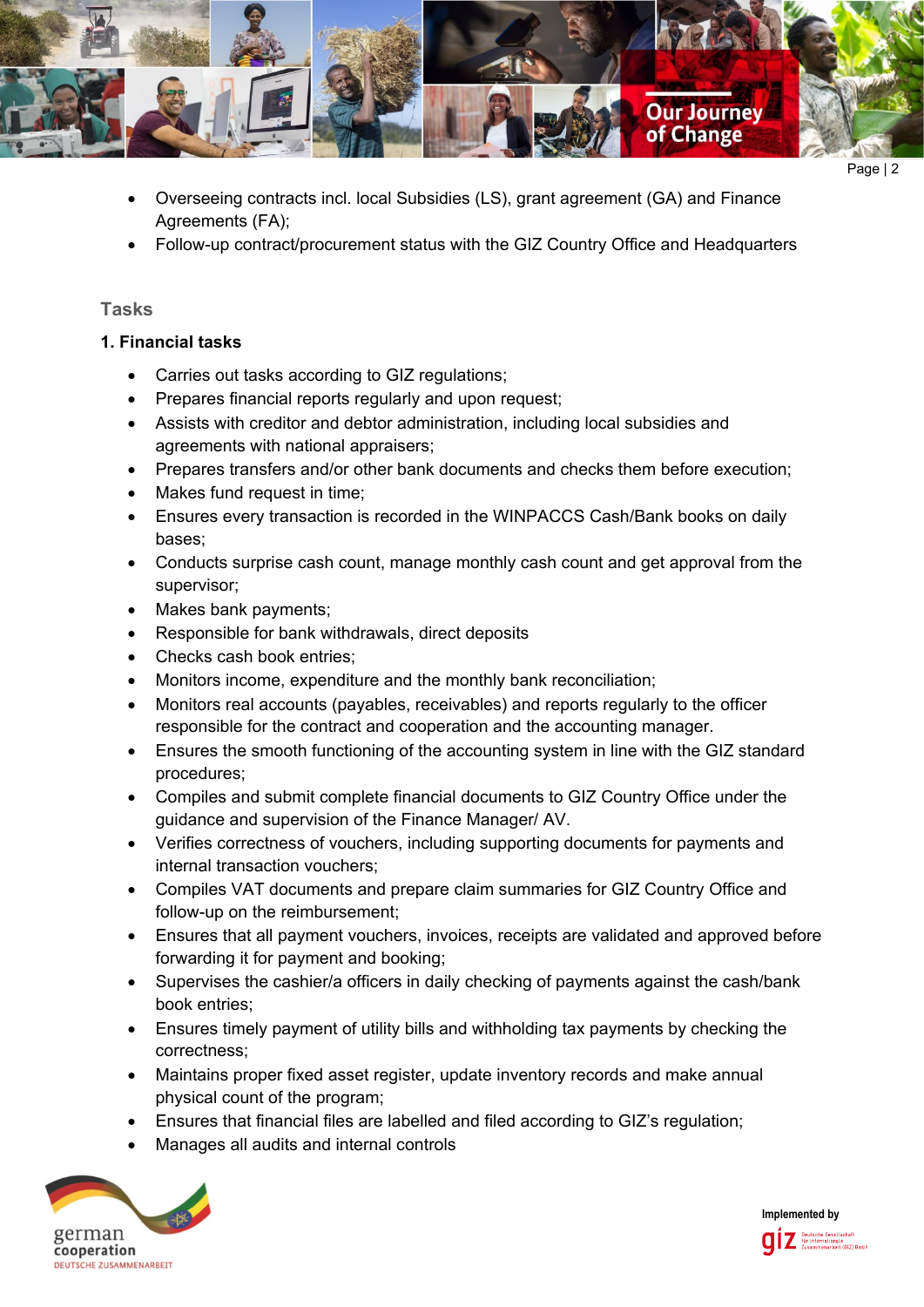- Overseeing contracts incl. local Subsidies (LS), grant agreement (GA) and Finance Agreements (FA);
- Follow-up contract/procurement status with the GIZ Country Office and Headquarters

## Tasks

### 1. Financial tasks

- Carries out tasks according to GIZ regulations;
- Prepares financial reports regularly and upon request;
- Assists with creditor and debtor administration, including local subsidies and agreements with national appraisers;
- Prepares transfers and/or other bank documents and checks them before execution;
- Makes fund request in time;
- Ensures every transaction is recorded in the WINPACCS Cash/Bank books on daily bases;
- Conducts surprise cash count, manage monthly cash count and get approval from the supervisor;
- Makes bank payments;
- Responsible for bank withdrawals, direct deposits
- Checks cash book entries;
- Monitors income, expenditure and the monthly bank reconciliation;
- Monitors real accounts (payables, receivables) and reports regularly to the officer responsible for the contract and cooperation and the accounting manager.
- Ensures the smooth functioning of the accounting system in line with the GIZ standard procedures;
- Compiles and submit complete financial documents to GIZ Country Office under the guidance and supervision of the Finance Manager/ AV.
- Verifies correctness of vouchers, including supporting documents for payments and internal transaction vouchers;
- Compiles VAT documents and prepare claim summaries for GIZ Country Office and follow-up on the reimbursement;
- Ensures that all payment vouchers, invoices, receipts are validated and approved before forwarding it for payment and booking;
- Supervises the cashier/a officers in daily checking of payments against the cash/bank book entries;
- Ensures timely payment of utility bills and withholding tax payments by checking the correctness;
- Maintains proper fixed asset register, update inventory records and make annual physical count of the program;
- Ensures that financial files are labelled and filed according to GIZ's regulation;
- Manages all audits and internal controls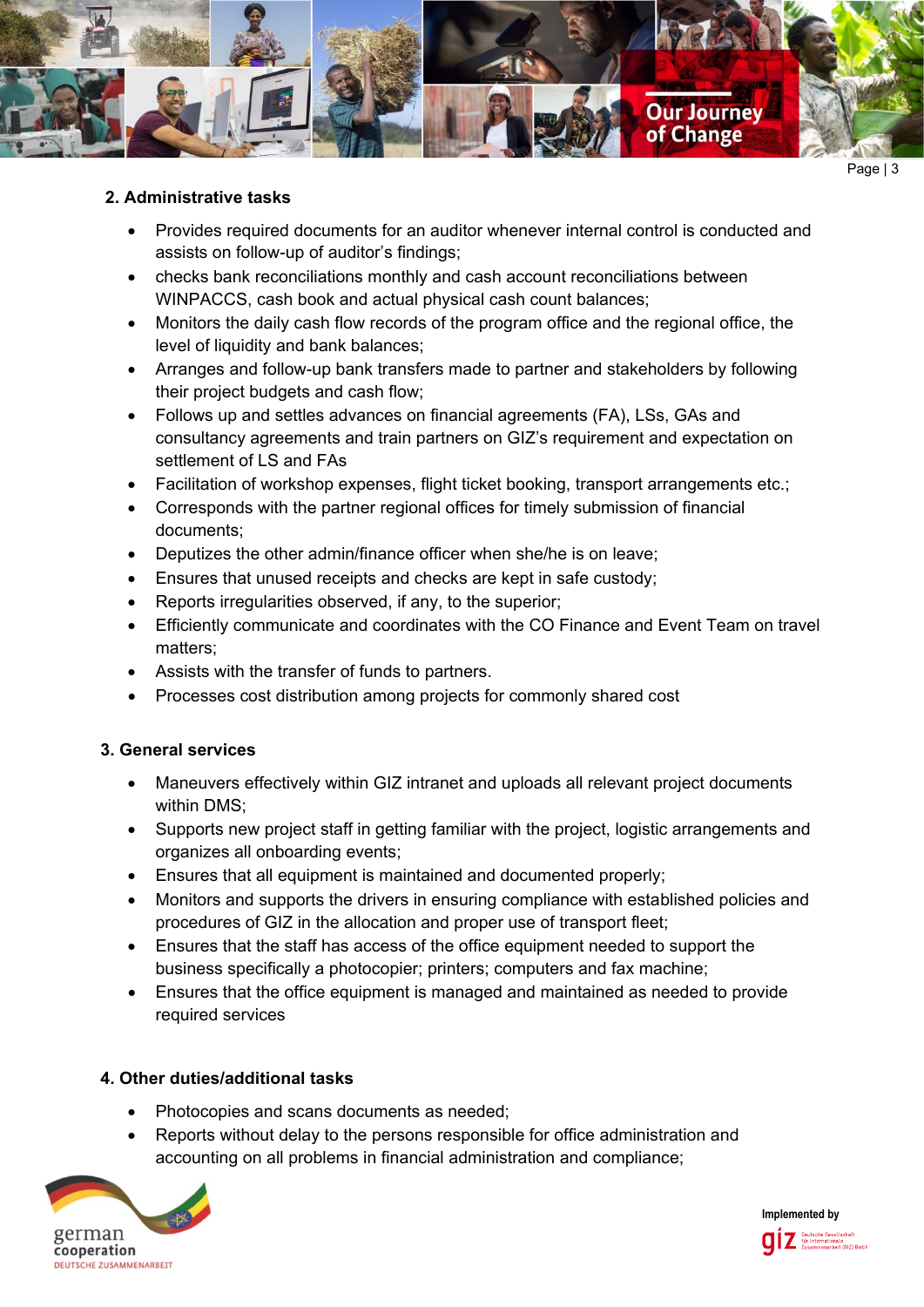**2. Administrative tasks**

- Provides required documents for an auditor whenever internal control is conducted and assists on follow-up of auditor's findings;
- checks bank reconciliations monthly and cash account reconciliations between WINPACCS, cash book and actual physical cash count balances;
- Monitors the daily cash flow records of the program office and the regional office, the level of liquidity and bank balances;
- Arranges and follow-up bank transfers made to partner and stakeholders by following their project budgets and cash flow;
- Follows up and settles advances on financial agreements (FA), LSs, GAs and consultancy agreements and train partners on GIZ's requirement and expectation on settlement of LS and FAs
- Facilitation of workshop expenses, flight ticket booking, transport arrangements etc.;
- Corresponds with the partner regional offices for timely submission of financial documents;
- Deputizes the other admin/finance officer when she/he is on leave;
- Ensures that unused receipts and checks are kept in safe custody;
- Reports irregularities observed, if any, to the superior;
- Efficiently communicate and coordinates with the CO Finance and Event Team on travel matters;
- Assists with the transfer of funds to partners.
- Processes cost distribution among projects for commonly shared cost

**3. General services**

- Maneuvers effectively within GIZ intranet and uploads all relevant project documents within DMS;
- Supports new project staff in getting familiar with the project, logistic arrangements and organizes all onboarding events;
- Ensures that all equipment is maintained and documented properly;
- Monitors and supports the drivers in ensuring compliance with established policies and procedures of GIZ in the allocation and proper use of transport fleet;
- Ensures that the staff has access of the office equipment needed to support the business specifically a photocopier; printers; computers and fax machine;
- Ensures that the office equipment is managed and maintained as needed to provide required services

**4. Other duties/additional tasks**

- Photocopies and scans documents as needed;
- Reports without delay to the persons responsible for office administration and accounting on all problems in financial administration and compliance;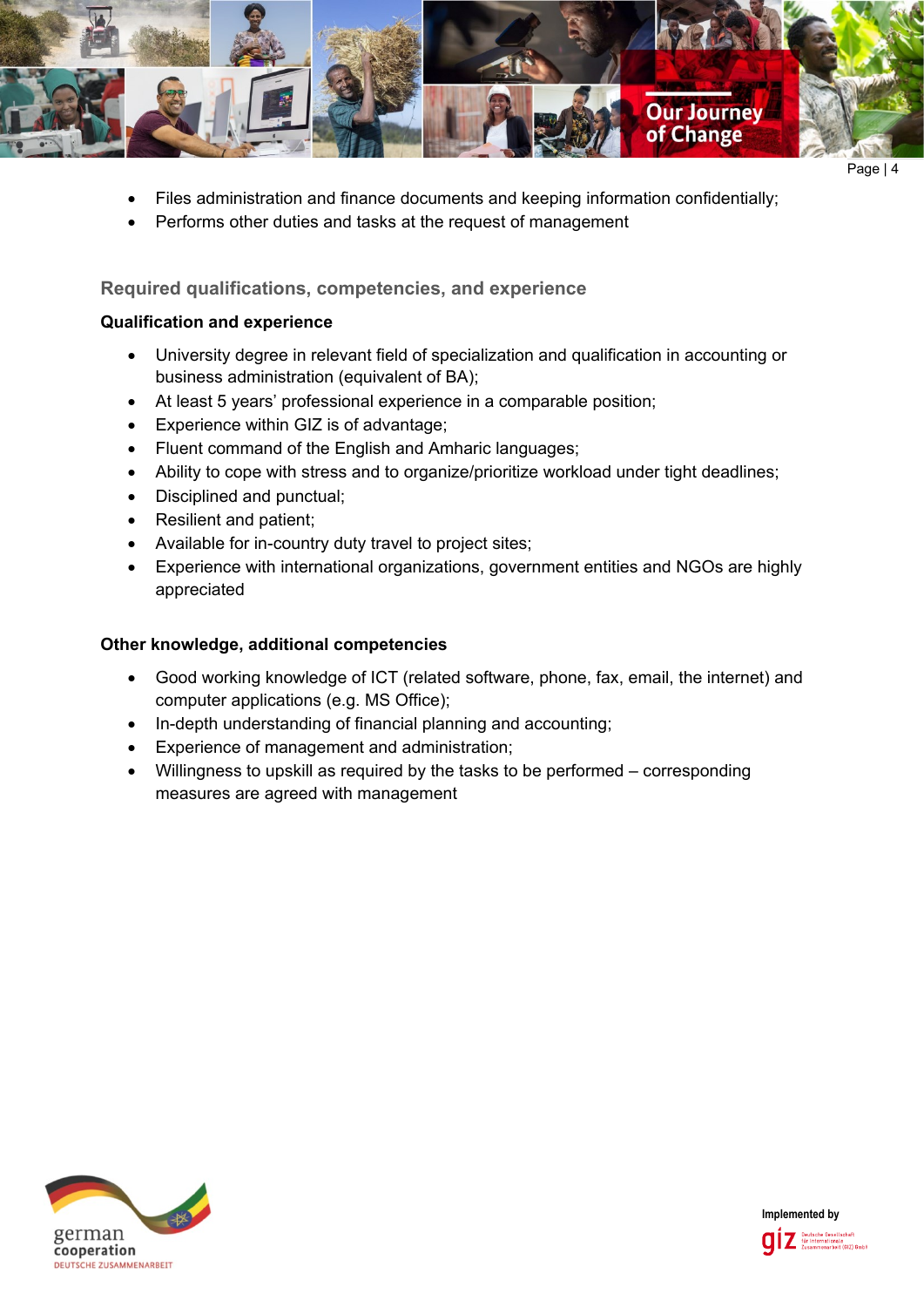- Files administration and finance documents and keeping information confidentially;
- Performs other duties and tasks at the request of management

## Required qualifications, competencies, and experience

### Qualification and experience

- University degree in relevant field of specialization and qualification in accounting or business administration (equivalent of BA);
- At least 5 years' professional experience in a comparable position;
- Experience within GIZ is of advantage;
- Fluent command of the English and Amharic languages;
- Ability to cope with stress and to organize/prioritize workload under tight deadlines;
- Disciplined and punctual;
- Resilient and patient;
- Available for in-country duty travel to project sites;
- Experience with international organizations, government entities and NGOs are highly appreciated

### Other knowledge, additional competencies

- Good working knowledge of ICT (related software, phone, fax, email, the internet) and computer applications (e.g. MS Office);
- In-depth understanding of financial planning and accounting;
- Experience of management and administration;
- Willingness to upskill as required by the tasks to be performed – corresponding measures are agreed with management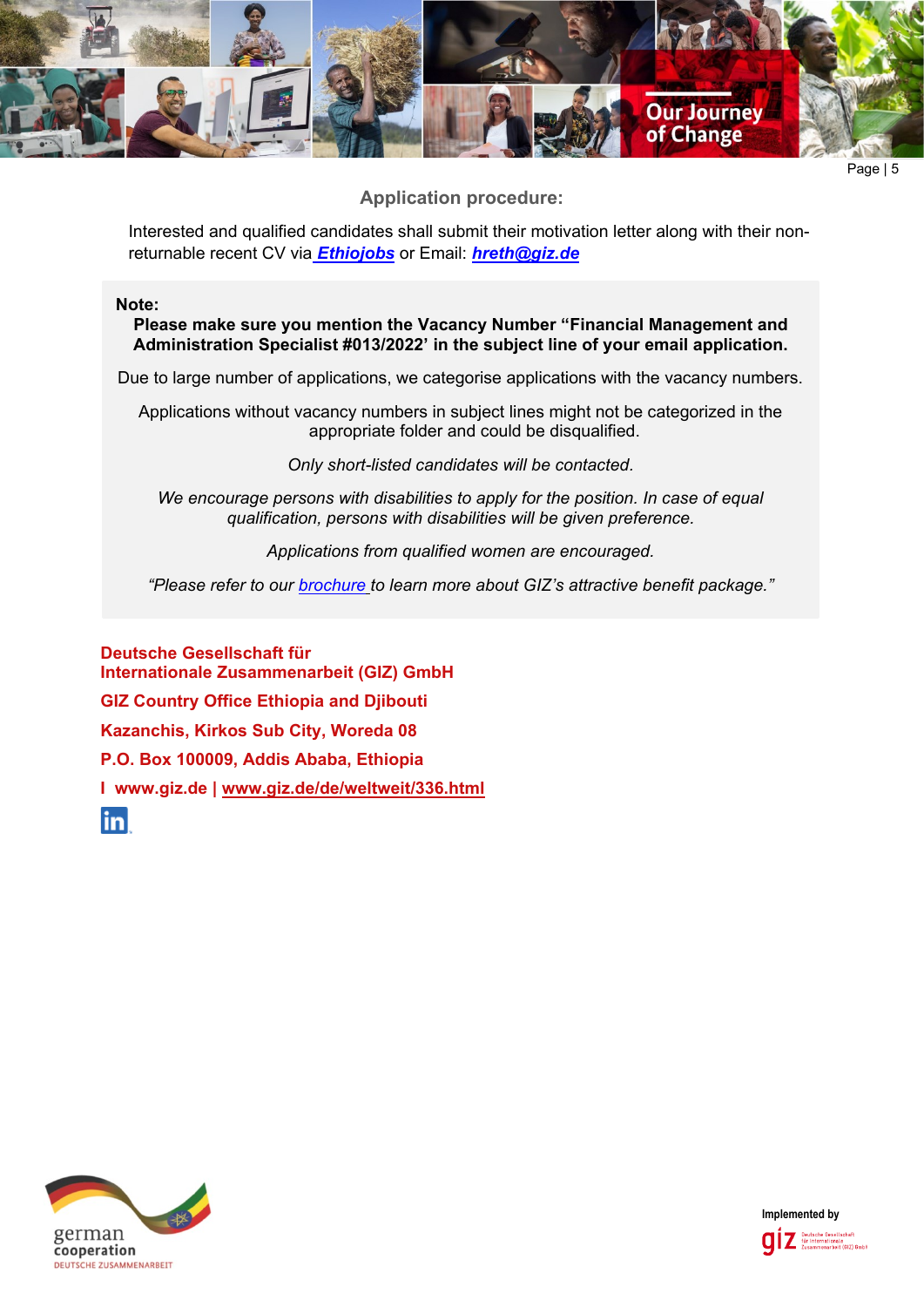## Application procedure:

Interested and qualified candidates shall submit their motivation letter along with their non-returnable recent CV via ***Ethiojobs*** or Email: ***hreth@giz.de***

**Note:**

**Please make sure you mention the Vacancy Number "Financial Management and Administration Specialist #013/2022' in the subject line of your email application.**

Due to large number of applications, we categorise applications with the vacancy numbers.

Applications without vacancy numbers in subject lines might not be categorized in the appropriate folder and could be disqualified.

*Only short-listed candidates will be contacted.*

*We encourage persons with disabilities to apply for the position. In case of equal qualification, persons with disabilities will be given preference.*

*Applications from qualified women are encouraged.*

*"Please refer to our brochure to learn more about GIZ's attractive benefit package."*

**Deutsche Gesellschaft für Internationale Zusammenarbeit (GIZ) GmbH**

**GIZ Country Office Ethiopia and Djibouti**

**Kazanchis, Kirkos Sub City, Woreda 08**

**P.O. Box 100009, Addis Ababa, Ethiopia**

**I www.giz.de | www.giz.de/de/weltweit/336.html**

german cooperation
DEUTSCHE ZUSAMMENARBEIT

Implemented by
giz Deutsche Gesellschaft für Internationale Zusammenarbeit (GIZ) GmbH